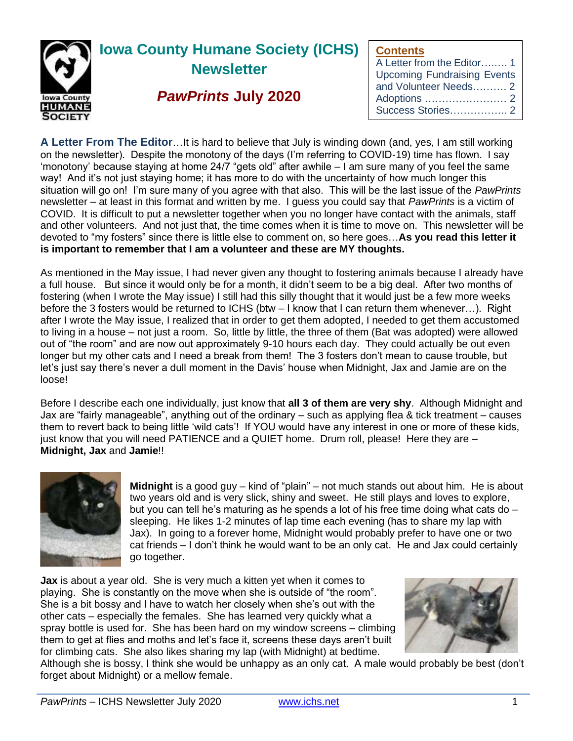# Iowa County Humane Society (ICHS) Newsletter

## *PawPrints* July 2020

**Contents**

A Letter from the Editor........ 1
Upcoming Fundraising Events and Volunteer Needs.......... 2
Adoptions ........................ 2
Success Stories................. 2

**A Letter From The Editor**…It is hard to believe that July is winding down (and, yes, I am still working on the newsletter). Despite the monotony of the days (I'm referring to COVID-19) time has flown. I say 'monotony' because staying at home 24/7 "gets old" after awhile – I am sure many of you feel the same way! And it's not just staying home; it has more to do with the uncertainty of how much longer this situation will go on! I'm sure many of you agree with that also. This will be the last issue of the *PawPrints* newsletter – at least in this format and written by me. I guess you could say that *PawPrints* is a victim of COVID. It is difficult to put a newsletter together when you no longer have contact with the animals, staff and other volunteers. And not just that, the time comes when it is time to move on. This newsletter will be devoted to "my fosters" since there is little else to comment on, so here goes…**As you read this letter it is important to remember that I am a volunteer and these are MY thoughts.**

As mentioned in the May issue, I had never given any thought to fostering animals because I already have a full house. But since it would only be for a month, it didn't seem to be a big deal. After two months of fostering (when I wrote the May issue) I still had this silly thought that it would just be a few more weeks before the 3 fosters would be returned to ICHS (btw – I know that I can return them whenever…). Right after I wrote the May issue, I realized that in order to get them adopted, I needed to get them accustomed to living in a house – not just a room. So, little by little, the three of them (Bat was adopted) were allowed out of "the room" and are now out approximately 9-10 hours each day. They could actually be out even longer but my other cats and I need a break from them! The 3 fosters don't mean to cause trouble, but let's just say there's never a dull moment in the Davis' house when Midnight, Jax and Jamie are on the loose!

Before I describe each one individually, just know that **all 3 of them are very shy**. Although Midnight and Jax are "fairly manageable", anything out of the ordinary – such as applying flea & tick treatment – causes them to revert back to being little 'wild cats'! If YOU would have any interest in one or more of these kids, just know that you will need PATIENCE and a QUIET home. Drum roll, please! Here they are – **Midnight, Jax** and **Jamie**!!

**Midnight** is a good guy – kind of "plain" – not much stands out about him. He is about two years old and is very slick, shiny and sweet. He still plays and loves to explore, but you can tell he's maturing as he spends a lot of his free time doing what cats do – sleeping. He likes 1-2 minutes of lap time each evening (has to share my lap with Jax). In going to a forever home, Midnight would probably prefer to have one or two cat friends – I don't think he would want to be an only cat. He and Jax could certainly go together.

**Jax** is about a year old. She is very much a kitten yet when it comes to playing. She is constantly on the move when she is outside of "the room". She is a bit bossy and I have to watch her closely when she's out with the other cats – especially the females. She has learned very quickly what a spray bottle is used for. She has been hard on my window screens – climbing them to get at flies and moths and let's face it, screens these days aren't built for climbing cats. She also likes sharing my lap (with Midnight) at bedtime. Although she is bossy, I think she would be unhappy as an only cat. A male would probably be best (don't forget about Midnight) or a mellow female.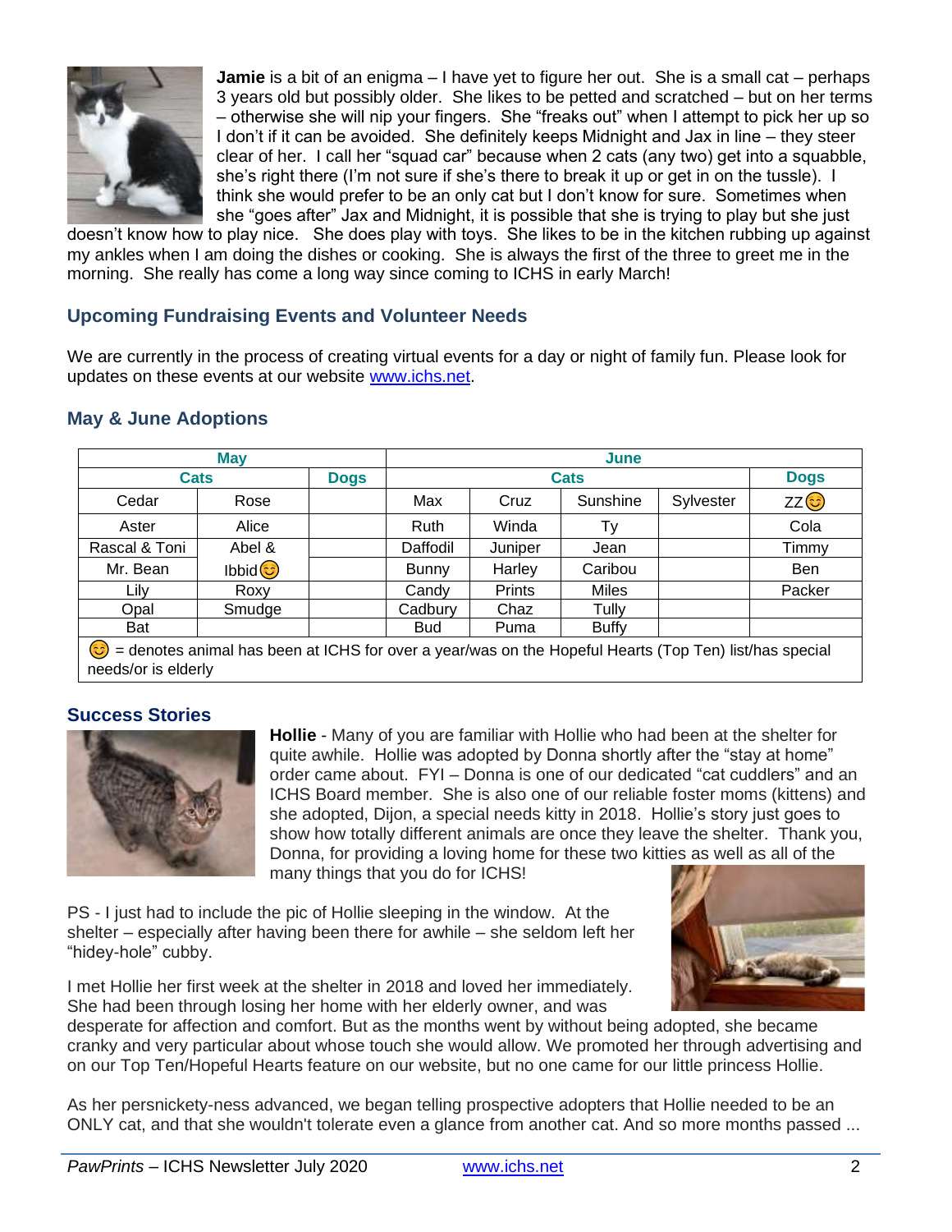**Jamie** is a bit of an enigma – I have yet to figure her out. She is a small cat – perhaps 3 years old but possibly older. She likes to be petted and scratched – but on her terms – otherwise she will nip your fingers. She "freaks out" when I attempt to pick her up so I don't if it can be avoided. She definitely keeps Midnight and Jax in line – they steer clear of her. I call her "squad car" because when 2 cats (any two) get into a squabble, she's right there (I'm not sure if she's there to break it up or get in on the tussle). I think she would prefer to be an only cat but I don't know for sure. Sometimes when she "goes after" Jax and Midnight, it is possible that she is trying to play but she just doesn't know how to play nice. She does play with toys. She likes to be in the kitchen rubbing up against my ankles when I am doing the dishes or cooking. She is always the first of the three to greet me in the morning. She really has come a long way since coming to ICHS in early March!

## Upcoming Fundraising Events and Volunteer Needs

We are currently in the process of creating virtual events for a day or night of family fun. Please look for updates on these events at our website www.ichs.net.

## May & June Adoptions

| May | | | June | | | | |
|---|---|---|---|---|---|---|---|
| Cats | | Dogs | Cats | | | | Dogs |
| Cedar | Rose | | Max | Cruz | Sunshine | Sylvester | ZZ 😊 |
| Aster | Alice | | Ruth | Winda | Ty | | Cola |
| Rascal & Toni | Abel & Ibbid 😊 | | Daffodil | Juniper | Jean | | Timmy |
| Mr. Bean | | | Bunny | Harley | Caribou | | Ben |
| Lily | Roxy | | Candy | Prints | Miles | | Packer |
| Opal | Smudge | | Cadbury | Chaz | Tully | | |
| Bat | | | Bud | Puma | Buffy | | |

😊 = denotes animal has been at ICHS for over a year/was on the Hopeful Hearts (Top Ten) list/has special needs/or is elderly

## Success Stories

**Hollie** - Many of you are familiar with Hollie who had been at the shelter for quite awhile. Hollie was adopted by Donna shortly after the "stay at home" order came about. FYI – Donna is one of our dedicated "cat cuddlers" and an ICHS Board member. She is also one of our reliable foster moms (kittens) and she adopted, Dijon, a special needs kitty in 2018. Hollie's story just goes to show how totally different animals are once they leave the shelter. Thank you, Donna, for providing a loving home for these two kitties as well as all of the many things that you do for ICHS!

PS - I just had to include the pic of Hollie sleeping in the window. At the shelter – especially after having been there for awhile – she seldom left her "hidey-hole" cubby.

I met Hollie her first week at the shelter in 2018 and loved her immediately. She had been through losing her home with her elderly owner, and was desperate for affection and comfort. But as the months went by without being adopted, she became cranky and very particular about whose touch she would allow. We promoted her through advertising and on our Top Ten/Hopeful Hearts feature on our website, but no one came for our little princess Hollie.

As her persnickety-ness advanced, we began telling prospective adopters that Hollie needed to be an ONLY cat, and that she wouldn't tolerate even a glance from another cat. And so more months passed ...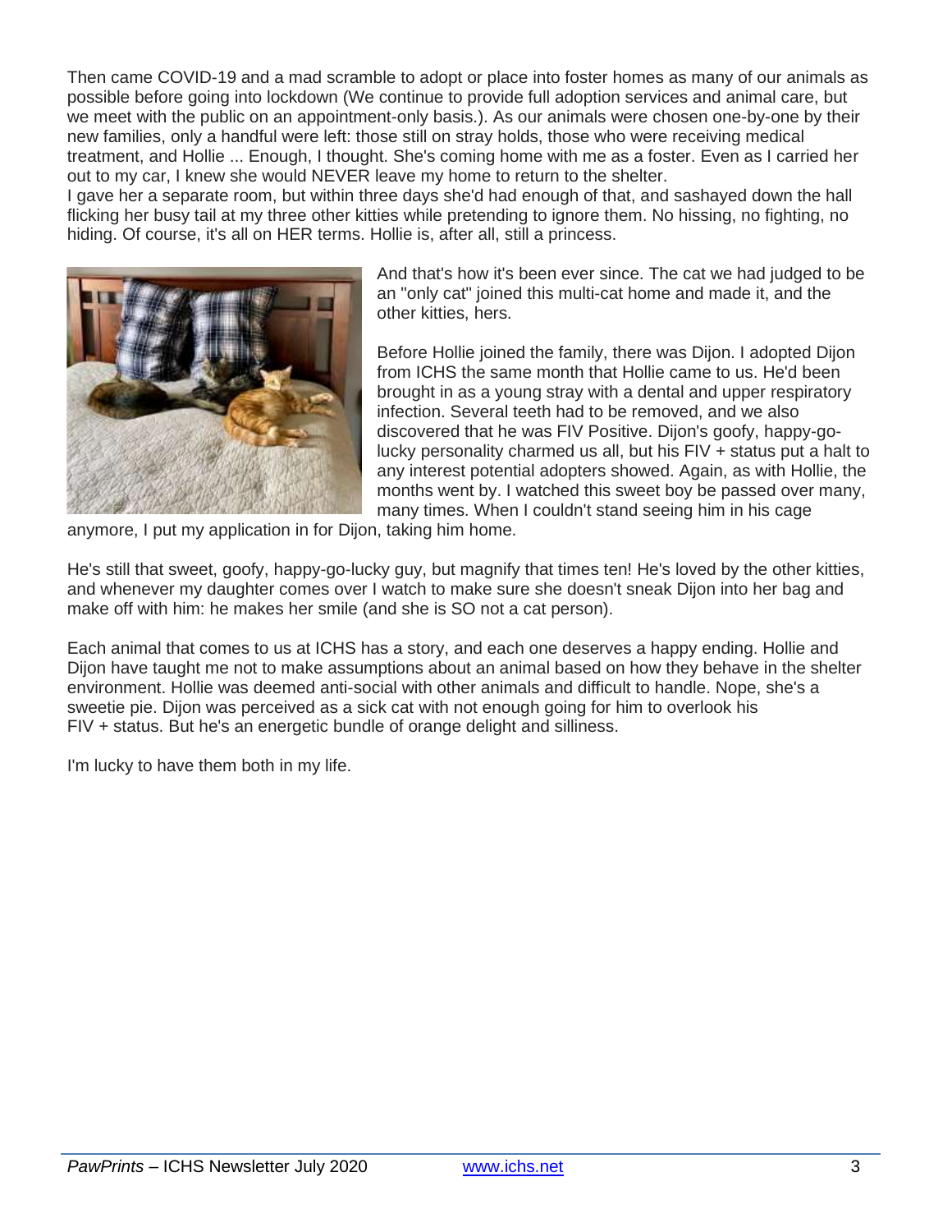Then came COVID-19 and a mad scramble to adopt or place into foster homes as many of our animals as possible before going into lockdown (We continue to provide full adoption services and animal care, but we meet with the public on an appointment-only basis.). As our animals were chosen one-by-one by their new families, only a handful were left: those still on stray holds, those who were receiving medical treatment, and Hollie ... Enough, I thought. She's coming home with me as a foster. Even as I carried her out to my car, I knew she would NEVER leave my home to return to the shelter.
I gave her a separate room, but within three days she'd had enough of that, and sashayed down the hall flicking her busy tail at my three other kitties while pretending to ignore them. No hissing, no fighting, no hiding. Of course, it's all on HER terms. Hollie is, after all, still a princess.

And that's how it's been ever since. The cat we had judged to be an "only cat" joined this multi-cat home and made it, and the other kitties, hers.

Before Hollie joined the family, there was Dijon. I adopted Dijon from ICHS the same month that Hollie came to us. He'd been brought in as a young stray with a dental and upper respiratory infection. Several teeth had to be removed, and we also discovered that he was FIV Positive. Dijon's goofy, happy-go-lucky personality charmed us all, but his FIV + status put a halt to any interest potential adopters showed. Again, as with Hollie, the months went by. I watched this sweet boy be passed over many, many times. When I couldn't stand seeing him in his cage anymore, I put my application in for Dijon, taking him home.

He's still that sweet, goofy, happy-go-lucky guy, but magnify that times ten! He's loved by the other kitties, and whenever my daughter comes over I watch to make sure she doesn't sneak Dijon into her bag and make off with him: he makes her smile (and she is SO not a cat person).

Each animal that comes to us at ICHS has a story, and each one deserves a happy ending. Hollie and Dijon have taught me not to make assumptions about an animal based on how they behave in the shelter environment. Hollie was deemed anti-social with other animals and difficult to handle. Nope, she's a sweetie pie. Dijon was perceived as a sick cat with not enough going for him to overlook his FIV + status. But he's an energetic bundle of orange delight and silliness.

I'm lucky to have them both in my life.